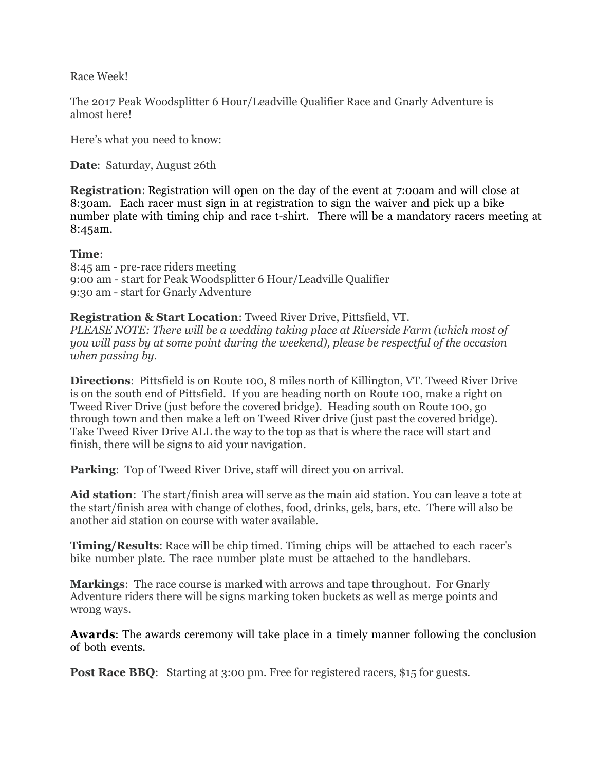Race Week!

The 2017 Peak Woodsplitter 6 Hour/Leadville Qualifier Race and Gnarly Adventure is almost here!

Here's what you need to know:

**Date**: Saturday, August 26th

**Registration**: Registration will open on the day of the event at 7:00am and will close at 8:30am. Each racer must sign in at registration to sign the waiver and pick up a bike number plate with timing chip and race t-shirt. There will be a mandatory racers meeting at 8:45am.

**Time**:
8:45 am - pre-race riders meeting
9:00 am - start for Peak Woodsplitter 6 Hour/Leadville Qualifier
9:30 am - start for Gnarly Adventure

**Registration & Start Location**: Tweed River Drive, Pittsfield, VT.
*PLEASE NOTE: There will be a wedding taking place at Riverside Farm (which most of you will pass by at some point during the weekend), please be respectful of the occasion when passing by.*

**Directions**: Pittsfield is on Route 100, 8 miles north of Killington, VT. Tweed River Drive is on the south end of Pittsfield. If you are heading north on Route 100, make a right on Tweed River Drive (just before the covered bridge). Heading south on Route 100, go through town and then make a left on Tweed River drive (just past the covered bridge). Take Tweed River Drive ALL the way to the top as that is where the race will start and finish, there will be signs to aid your navigation.

**Parking**: Top of Tweed River Drive, staff will direct you on arrival.

**Aid station**: The start/finish area will serve as the main aid station. You can leave a tote at the start/finish area with change of clothes, food, drinks, gels, bars, etc. There will also be another aid station on course with water available.

**Timing/Results**: Race will be chip timed. Timing chips will be attached to each racer's bike number plate. The race number plate must be attached to the handlebars.

**Markings**: The race course is marked with arrows and tape throughout. For Gnarly Adventure riders there will be signs marking token buckets as well as merge points and wrong ways.

**Awards**: The awards ceremony will take place in a timely manner following the conclusion of both events.

**Post Race BBQ**: Starting at 3:00 pm. Free for registered racers, $15 for guests.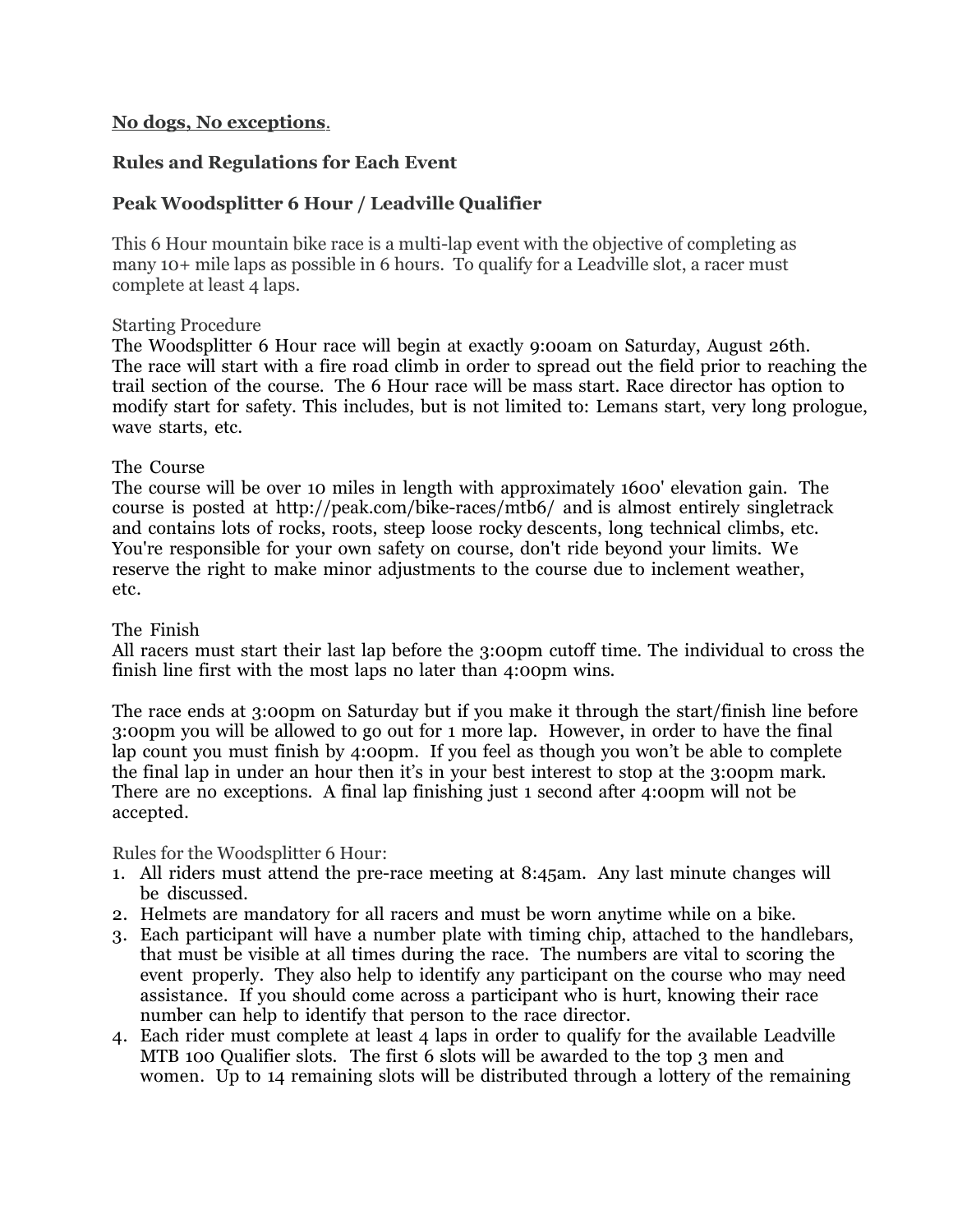**No dogs, No exceptions.**

## Rules and Regulations for Each Event

### Peak Woodsplitter 6 Hour / Leadville Qualifier

This 6 Hour mountain bike race is a multi-lap event with the objective of completing as many 10+ mile laps as possible in 6 hours. To qualify for a Leadville slot, a racer must complete at least 4 laps.

Starting Procedure

The Woodsplitter 6 Hour race will begin at exactly 9:00am on Saturday, August 26th. The race will start with a fire road climb in order to spread out the field prior to reaching the trail section of the course. The 6 Hour race will be mass start. Race director has option to modify start for safety. This includes, but is not limited to: Lemans start, very long prologue, wave starts, etc.

The Course

The course will be over 10 miles in length with approximately 1600' elevation gain. The course is posted at http://peak.com/bike-races/mtb6/ and is almost entirely singletrack and contains lots of rocks, roots, steep loose rocky descents, long technical climbs, etc. You're responsible for your own safety on course, don't ride beyond your limits. We reserve the right to make minor adjustments to the course due to inclement weather, etc.

The Finish

All racers must start their last lap before the 3:00pm cutoff time. The individual to cross the finish line first with the most laps no later than 4:00pm wins.

The race ends at 3:00pm on Saturday but if you make it through the start/finish line before 3:00pm you will be allowed to go out for 1 more lap. However, in order to have the final lap count you must finish by 4:00pm. If you feel as though you won't be able to complete the final lap in under an hour then it's in your best interest to stop at the 3:00pm mark. There are no exceptions. A final lap finishing just 1 second after 4:00pm will not be accepted.

Rules for the Woodsplitter 6 Hour:

1. All riders must attend the pre-race meeting at 8:45am. Any last minute changes will be discussed.
2. Helmets are mandatory for all racers and must be worn anytime while on a bike.
3. Each participant will have a number plate with timing chip, attached to the handlebars, that must be visible at all times during the race. The numbers are vital to scoring the event properly. They also help to identify any participant on the course who may need assistance. If you should come across a participant who is hurt, knowing their race number can help to identify that person to the race director.
4. Each rider must complete at least 4 laps in order to qualify for the available Leadville MTB 100 Qualifier slots. The first 6 slots will be awarded to the top 3 men and women. Up to 14 remaining slots will be distributed through a lottery of the remaining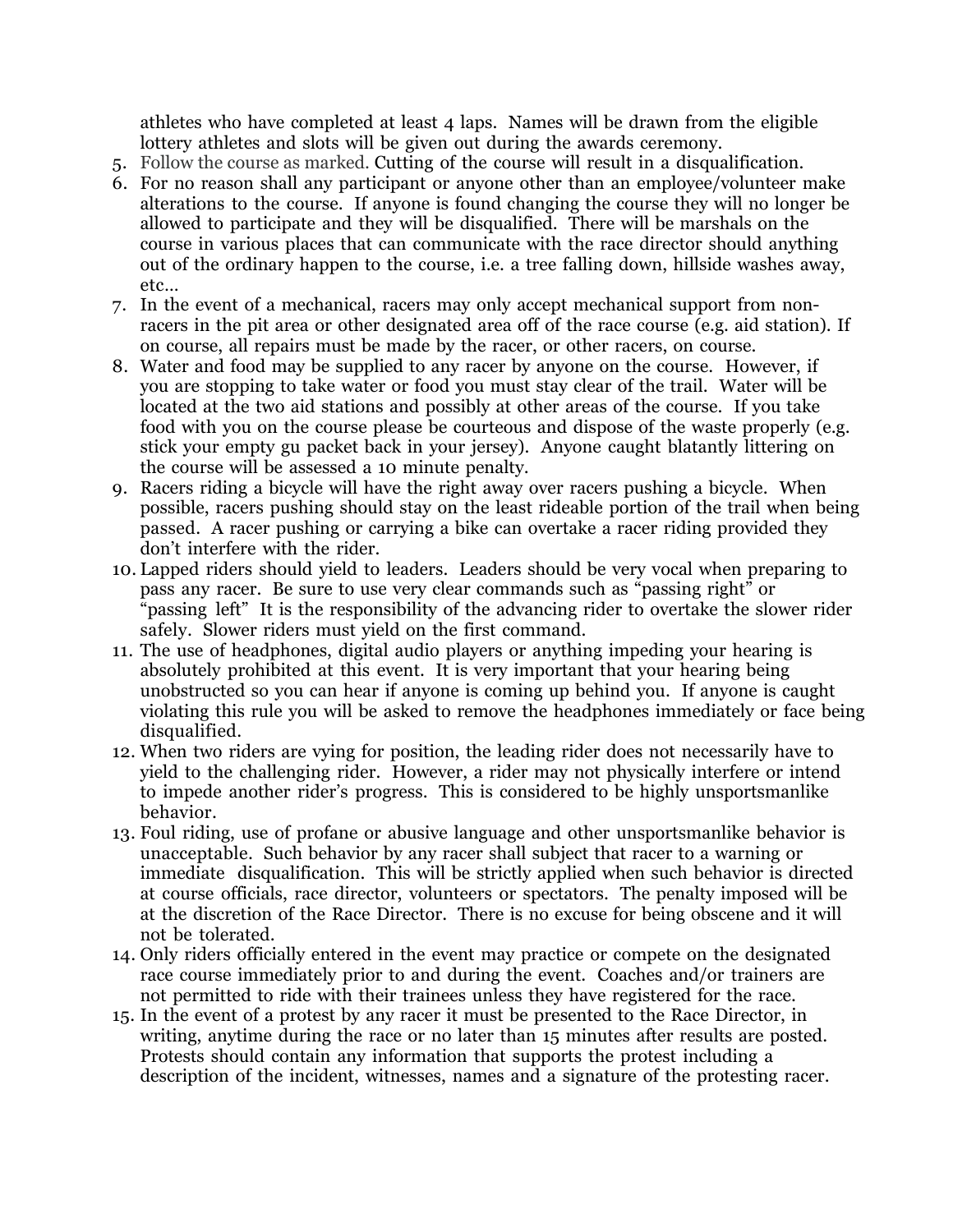athletes who have completed at least 4 laps. Names will be drawn from the eligible lottery athletes and slots will be given out during the awards ceremony.

5. Follow the course as marked. Cutting of the course will result in a disqualification.
6. For no reason shall any participant or anyone other than an employee/volunteer make alterations to the course. If anyone is found changing the course they will no longer be allowed to participate and they will be disqualified. There will be marshals on the course in various places that can communicate with the race director should anything out of the ordinary happen to the course, i.e. a tree falling down, hillside washes away, etc…
7. In the event of a mechanical, racers may only accept mechanical support from non-racers in the pit area or other designated area off of the race course (e.g. aid station). If on course, all repairs must be made by the racer, or other racers, on course.
8. Water and food may be supplied to any racer by anyone on the course. However, if you are stopping to take water or food you must stay clear of the trail. Water will be located at the two aid stations and possibly at other areas of the course. If you take food with you on the course please be courteous and dispose of the waste properly (e.g. stick your empty gu packet back in your jersey). Anyone caught blatantly littering on the course will be assessed a 10 minute penalty.
9. Racers riding a bicycle will have the right away over racers pushing a bicycle. When possible, racers pushing should stay on the least rideable portion of the trail when being passed. A racer pushing or carrying a bike can overtake a racer riding provided they don't interfere with the rider.
10. Lapped riders should yield to leaders. Leaders should be very vocal when preparing to pass any racer. Be sure to use very clear commands such as "passing right" or "passing left" It is the responsibility of the advancing rider to overtake the slower rider safely. Slower riders must yield on the first command.
11. The use of headphones, digital audio players or anything impeding your hearing is absolutely prohibited at this event. It is very important that your hearing being unobstructed so you can hear if anyone is coming up behind you. If anyone is caught violating this rule you will be asked to remove the headphones immediately or face being disqualified.
12. When two riders are vying for position, the leading rider does not necessarily have to yield to the challenging rider. However, a rider may not physically interfere or intend to impede another rider's progress. This is considered to be highly unsportsmanlike behavior.
13. Foul riding, use of profane or abusive language and other unsportsmanlike behavior is unacceptable. Such behavior by any racer shall subject that racer to a warning or immediate disqualification. This will be strictly applied when such behavior is directed at course officials, race director, volunteers or spectators. The penalty imposed will be at the discretion of the Race Director. There is no excuse for being obscene and it will not be tolerated.
14. Only riders officially entered in the event may practice or compete on the designated race course immediately prior to and during the event. Coaches and/or trainers are not permitted to ride with their trainees unless they have registered for the race.
15. In the event of a protest by any racer it must be presented to the Race Director, in writing, anytime during the race or no later than 15 minutes after results are posted. Protests should contain any information that supports the protest including a description of the incident, witnesses, names and a signature of the protesting racer.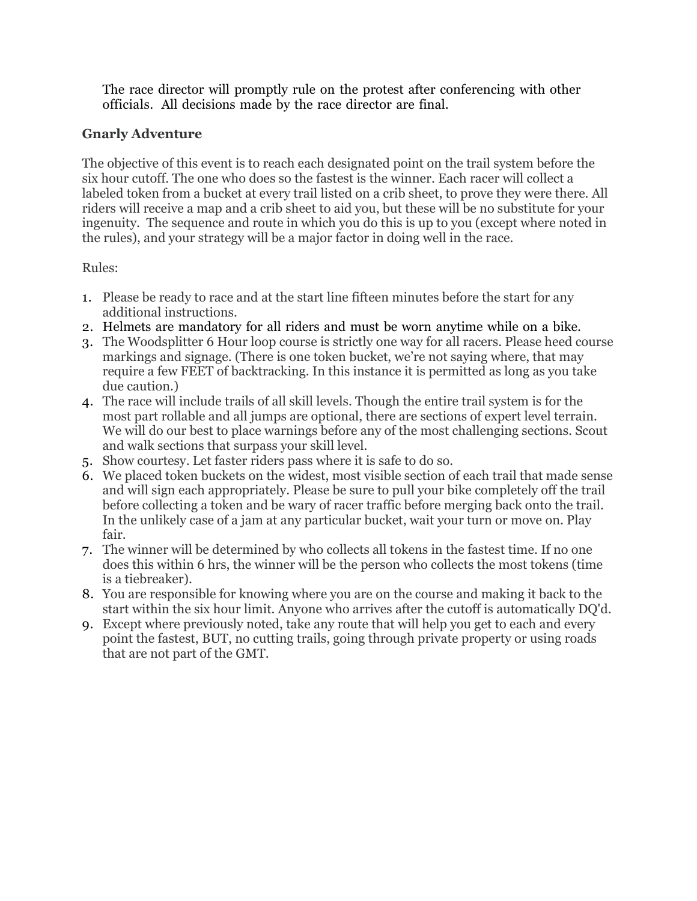The race director will promptly rule on the protest after conferencing with other officials. All decisions made by the race director are final.

**Gnarly Adventure**

The objective of this event is to reach each designated point on the trail system before the six hour cutoff. The one who does so the fastest is the winner. Each racer will collect a labeled token from a bucket at every trail listed on a crib sheet, to prove they were there. All riders will receive a map and a crib sheet to aid you, but these will be no substitute for your ingenuity. The sequence and route in which you do this is up to you (except where noted in the rules), and your strategy will be a major factor in doing well in the race.

Rules:

1. Please be ready to race and at the start line fifteen minutes before the start for any additional instructions.
2. Helmets are mandatory for all riders and must be worn anytime while on a bike.
3. The Woodsplitter 6 Hour loop course is strictly one way for all racers. Please heed course markings and signage. (There is one token bucket, we're not saying where, that may require a few FEET of backtracking. In this instance it is permitted as long as you take due caution.)
4. The race will include trails of all skill levels. Though the entire trail system is for the most part rollable and all jumps are optional, there are sections of expert level terrain. We will do our best to place warnings before any of the most challenging sections. Scout and walk sections that surpass your skill level.
5. Show courtesy. Let faster riders pass where it is safe to do so.
6. We placed token buckets on the widest, most visible section of each trail that made sense and will sign each appropriately. Please be sure to pull your bike completely off the trail before collecting a token and be wary of racer traffic before merging back onto the trail. In the unlikely case of a jam at any particular bucket, wait your turn or move on. Play fair.
7. The winner will be determined by who collects all tokens in the fastest time. If no one does this within 6 hrs, the winner will be the person who collects the most tokens (time is a tiebreaker).
8. You are responsible for knowing where you are on the course and making it back to the start within the six hour limit. Anyone who arrives after the cutoff is automatically DQ'd.
9. Except where previously noted, take any route that will help you get to each and every point the fastest, BUT, no cutting trails, going through private property or using roads that are not part of the GMT.